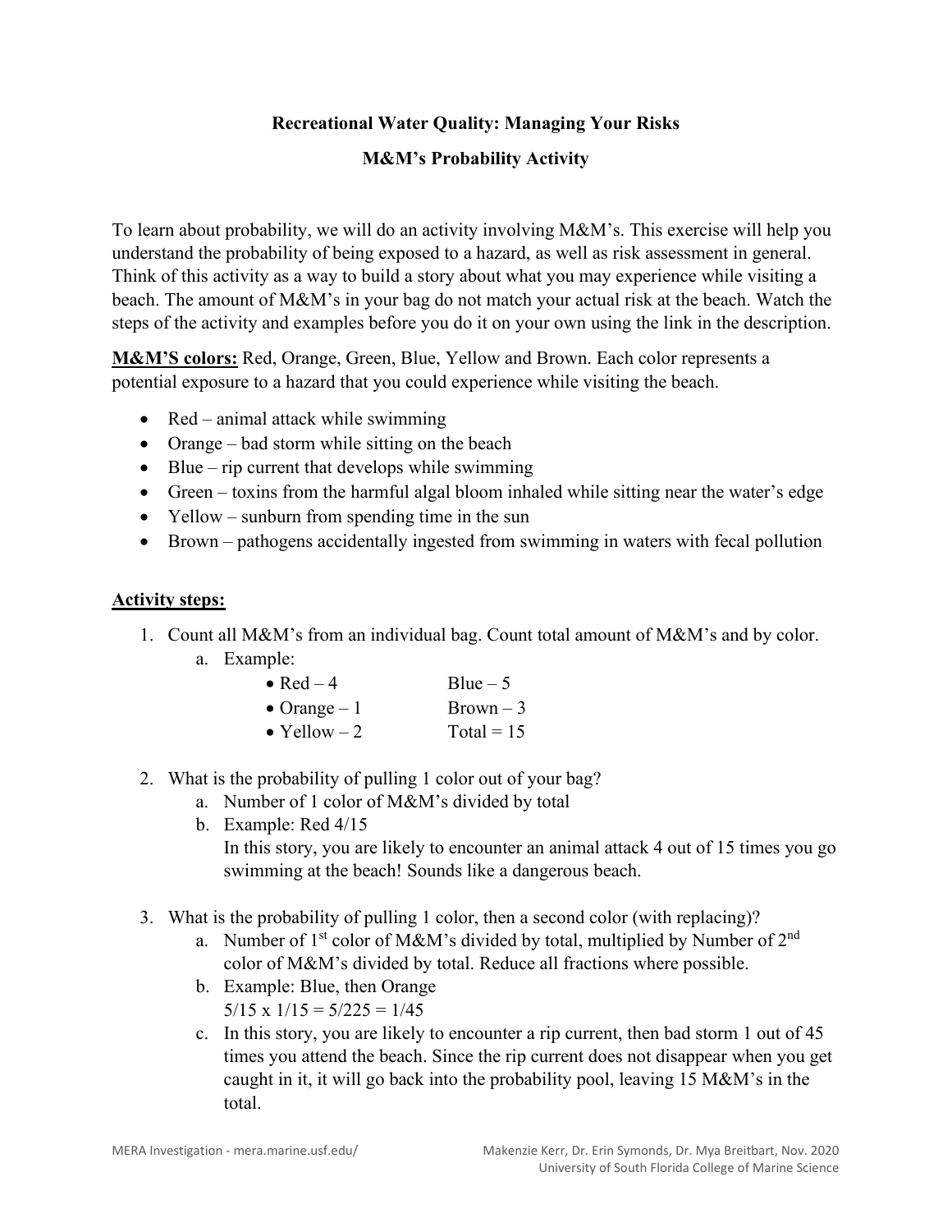# Recreational Water Quality: Managing Your Risks

## M&M's Probability Activity

To learn about probability, we will do an activity involving M&M's. This exercise will help you understand the probability of being exposed to a hazard, as well as risk assessment in general. Think of this activity as a way to build a story about what you may experience while visiting a beach. The amount of M&M's in your bag do not match your actual risk at the beach. Watch the steps of the activity and examples before you do it on your own using the link in the description.

**M&M'S colors:** Red, Orange, Green, Blue, Yellow and Brown. Each color represents a potential exposure to a hazard that you could experience while visiting the beach.

- Red – animal attack while swimming
- Orange – bad storm while sitting on the beach
- Blue – rip current that develops while swimming
- Green – toxins from the harmful algal bloom inhaled while sitting near the water's edge
- Yellow – sunburn from spending time in the sun
- Brown – pathogens accidentally ingested from swimming in waters with fecal pollution

**Activity steps:**

1. Count all M&M's from an individual bag. Count total amount of M&M's and by color.
   a. Example:
      - Red – 4
      - Orange – 1
      - Yellow – 2
      - Blue – 5
      - Brown – 3
      - Total = 15
2. What is the probability of pulling 1 color out of your bag?
   a. Number of 1 color of M&M's divided by total
   b. Example: Red 4/15
   In this story, you are likely to encounter an animal attack 4 out of 15 times you go swimming at the beach! Sounds like a dangerous beach.
3. What is the probability of pulling 1 color, then a second color (with replacing)?
   a. Number of 1st color of M&M's divided by total, multiplied by Number of 2nd color of M&M's divided by total. Reduce all fractions where possible.
   b. Example: Blue, then Orange
   $5/15 \times 1/15 = 5/225 = 1/45$
   c. In this story, you are likely to encounter a rip current, then bad storm 1 out of 45 times you attend the beach. Since the rip current does not disappear when you get caught in it, it will go back into the probability pool, leaving 15 M&M's in the total.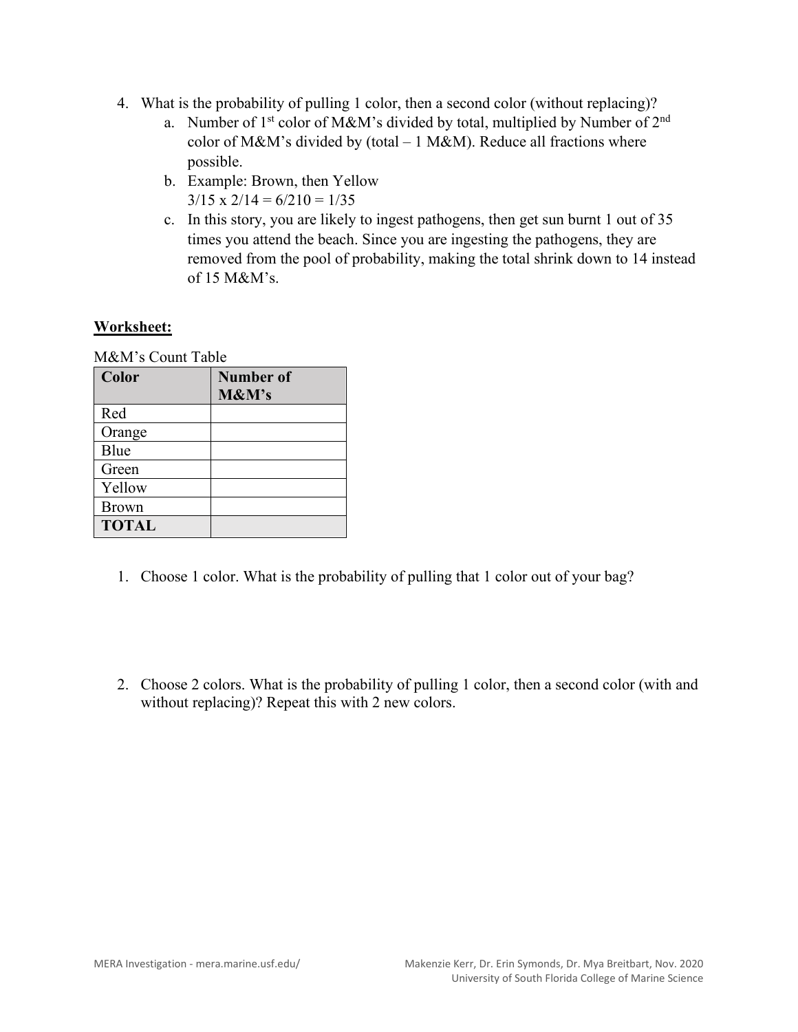4. What is the probability of pulling 1 color, then a second color (without replacing)?
    a. Number of 1st color of M&M's divided by total, multiplied by Number of 2nd color of M&M's divided by (total – 1 M&M). Reduce all fractions where possible.
    b. Example: Brown, then Yellow
       $3/15 \times 2/14 = 6/210 = 1/35$
    c. In this story, you are likely to ingest pathogens, then get sun burnt 1 out of 35 times you attend the beach. Since you are ingesting the pathogens, they are removed from the pool of probability, making the total shrink down to 14 instead of 15 M&M's.

**Worksheet:**

M&M's Count Table

| Color | Number of M&M's |
| --- | --- |
| Red | |
| Orange | |
| Blue | |
| Green | |
| Yellow | |
| Brown | |
| **TOTAL** | |

1. Choose 1 color. What is the probability of pulling that 1 color out of your bag?

2. Choose 2 colors. What is the probability of pulling 1 color, then a second color (with and without replacing)? Repeat this with 2 new colors.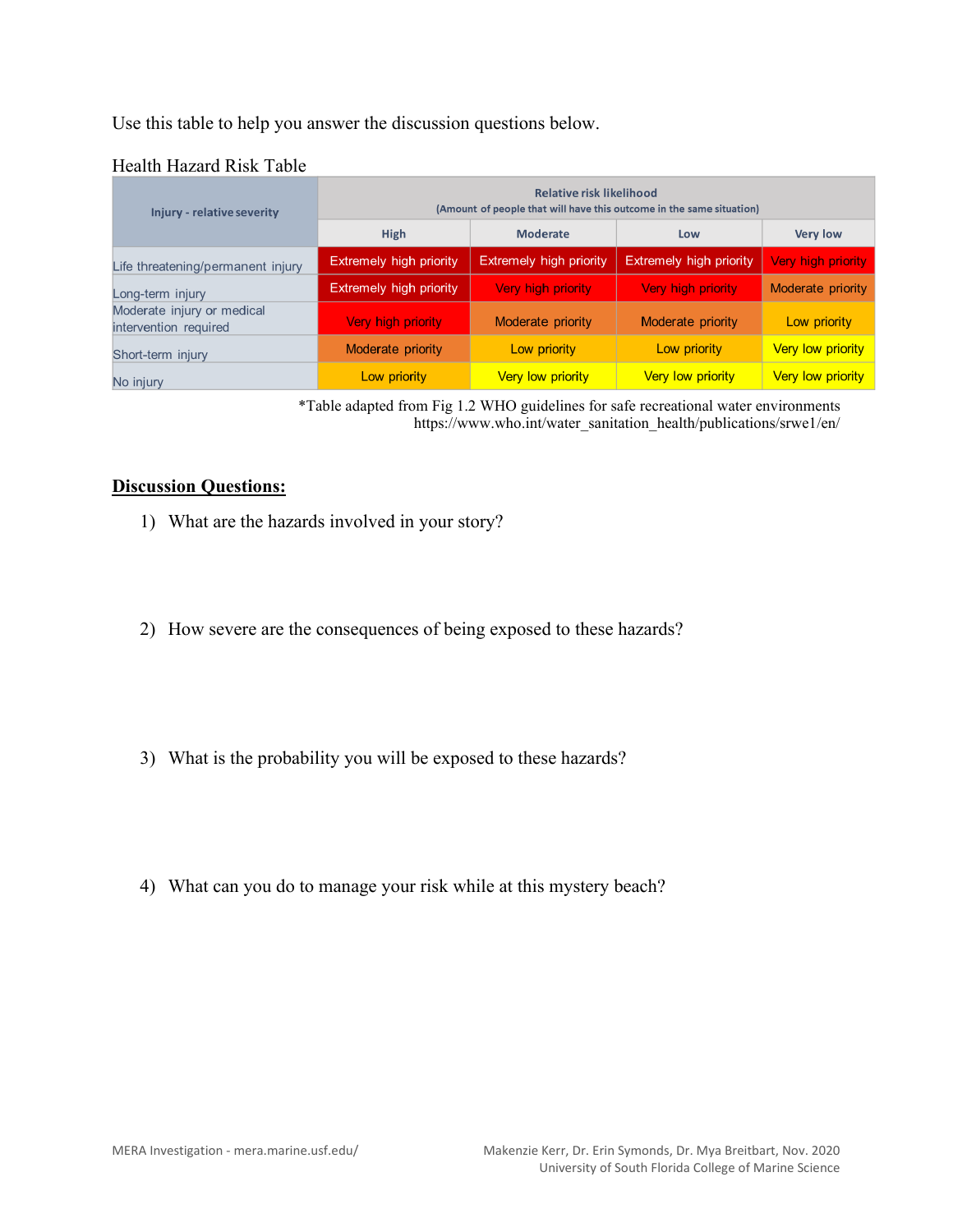Use this table to help you answer the discussion questions below.

Health Hazard Risk Table

| Injury - relative severity | Relative risk likelihood (Amount of people that will have this outcome in the same situation) | | | |
|---|---|---|---|---|
| | High | Moderate | Low | Very low |
| Life threatening/permanent injury | Extremely high priority | Extremely high priority | Extremely high priority | Very high priority |
| Long-term injury | Extremely high priority | Very high priority | Very high priority | Moderate priority |
| Moderate injury or medical intervention required | Very high priority | Moderate priority | Moderate priority | Low priority |
| Short-term injury | Moderate priority | Low priority | Low priority | Very low priority |
| No injury | Low priority | Very low priority | Very low priority | Very low priority |

*Table adapted from Fig 1.2 WHO guidelines for safe recreational water environments https://www.who.int/water_sanitation_health/publications/srwe1/en/

## Discussion Questions:

1) What are the hazards involved in your story?

2) How severe are the consequences of being exposed to these hazards?

3) What is the probability you will be exposed to these hazards?

4) What can you do to manage your risk while at this mystery beach?

MERA Investigation - mera.marine.usf.edu/

Makenzie Kerr, Dr. Erin Symonds, Dr. Mya Breitbart, Nov. 2020
University of South Florida College of Marine Science